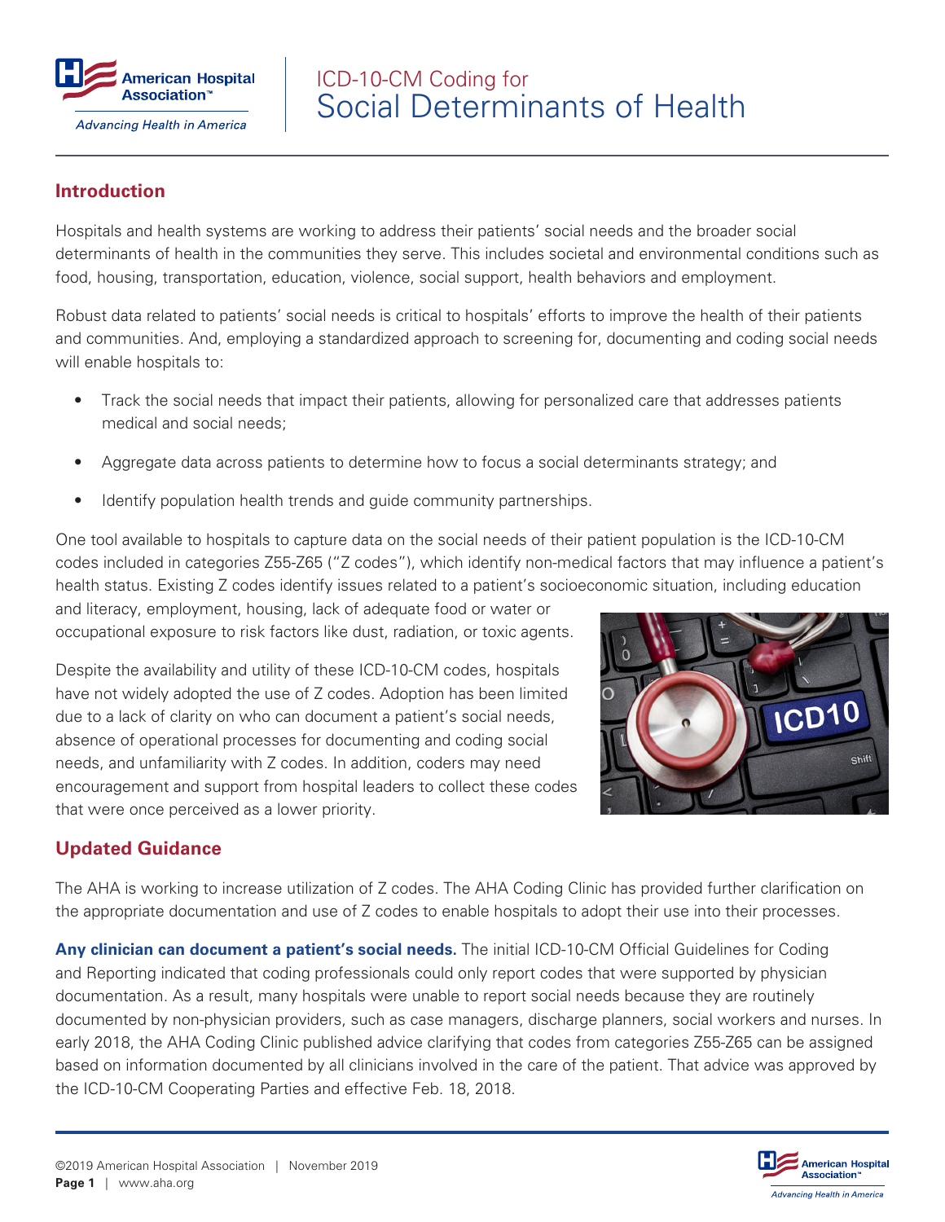# ICD-10-CM Coding for Social Determinants of Health

## Introduction

Hospitals and health systems are working to address their patients' social needs and the broader social determinants of health in the communities they serve. This includes societal and environmental conditions such as food, housing, transportation, education, violence, social support, health behaviors and employment.

Robust data related to patients' social needs is critical to hospitals' efforts to improve the health of their patients and communities. And, employing a standardized approach to screening for, documenting and coding social needs will enable hospitals to:

- Track the social needs that impact their patients, allowing for personalized care that addresses patients medical and social needs;
- Aggregate data across patients to determine how to focus a social determinants strategy; and
- Identify population health trends and guide community partnerships.

One tool available to hospitals to capture data on the social needs of their patient population is the ICD-10-CM codes included in categories Z55-Z65 ("Z codes"), which identify non-medical factors that may influence a patient's health status. Existing Z codes identify issues related to a patient's socioeconomic situation, including education and literacy, employment, housing, lack of adequate food or water or occupational exposure to risk factors like dust, radiation, or toxic agents.

Despite the availability and utility of these ICD-10-CM codes, hospitals have not widely adopted the use of Z codes. Adoption has been limited due to a lack of clarity on who can document a patient's social needs, absence of operational processes for documenting and coding social needs, and unfamiliarity with Z codes. In addition, coders may need encouragement and support from hospital leaders to collect these codes that were once perceived as a lower priority.

## Updated Guidance

The AHA is working to increase utilization of Z codes. The AHA Coding Clinic has provided further clarification on the appropriate documentation and use of Z codes to enable hospitals to adopt their use into their processes.

**Any clinician can document a patient's social needs.** The initial ICD-10-CM Official Guidelines for Coding and Reporting indicated that coding professionals could only report codes that were supported by physician documentation. As a result, many hospitals were unable to report social needs because they are routinely documented by non-physician providers, such as case managers, discharge planners, social workers and nurses. In early 2018, the AHA Coding Clinic published advice clarifying that codes from categories Z55-Z65 can be assigned based on information documented by all clinicians involved in the care of the patient. That advice was approved by the ICD-10-CM Cooperating Parties and effective Feb. 18, 2018.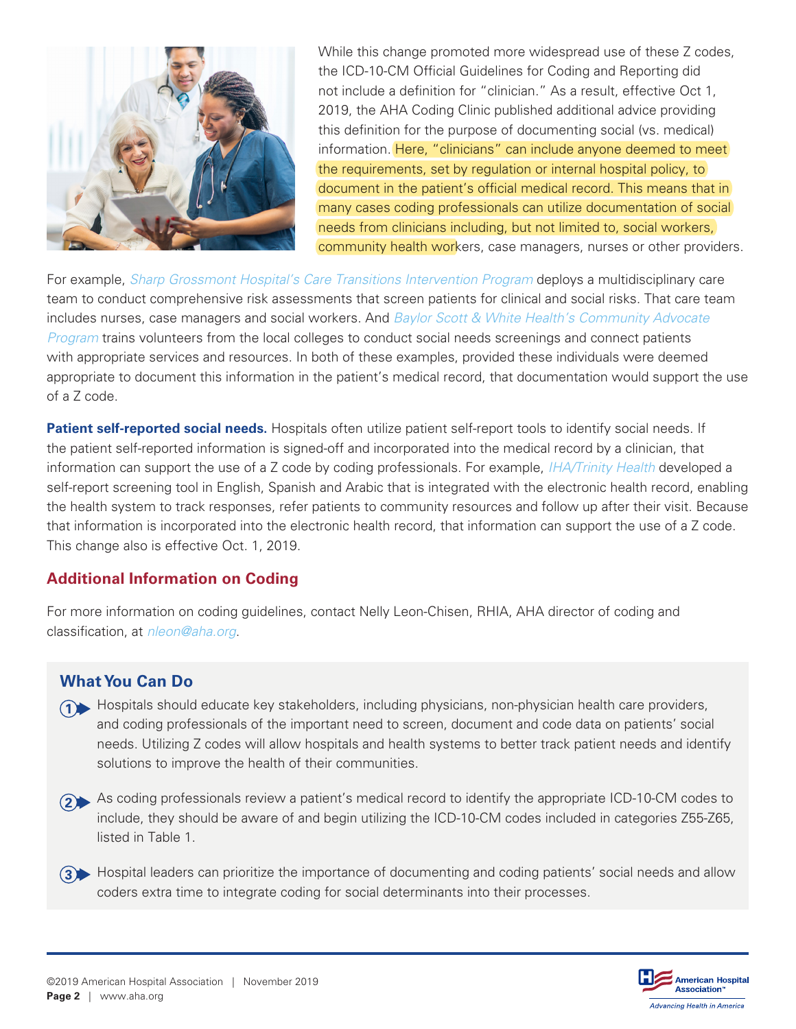While this change promoted more widespread use of these Z codes, the ICD-10-CM Official Guidelines for Coding and Reporting did not include a definition for "clinician." As a result, effective Oct 1, 2019, the AHA Coding Clinic published additional advice providing this definition for the purpose of documenting social (vs. medical) information. Here, "clinicians" can include anyone deemed to meet the requirements, set by regulation or internal hospital policy, to document in the patient's official medical record. This means that in many cases coding professionals can utilize documentation of social needs from clinicians including, but not limited to, social workers, community health workers, case managers, nurses or other providers.

For example, *Sharp Grossmont Hospital's Care Transitions Intervention Program* deploys a multidisciplinary care team to conduct comprehensive risk assessments that screen patients for clinical and social risks. That care team includes nurses, case managers and social workers. And *Baylor Scott & White Health's Community Advocate Program* trains volunteers from the local colleges to conduct social needs screenings and connect patients with appropriate services and resources. In both of these examples, provided these individuals were deemed appropriate to document this information in the patient's medical record, that documentation would support the use of a Z code.

**Patient self-reported social needs.** Hospitals often utilize patient self-report tools to identify social needs. If the patient self-reported information is signed-off and incorporated into the medical record by a clinician, that information can support the use of a Z code by coding professionals. For example, *IHA/Trinity Health* developed a self-report screening tool in English, Spanish and Arabic that is integrated with the electronic health record, enabling the health system to track responses, refer patients to community resources and follow up after their visit. Because that information is incorporated into the electronic health record, that information can support the use of a Z code. This change also is effective Oct. 1, 2019.

## Additional Information on Coding

For more information on coding guidelines, contact Nelly Leon-Chisen, RHIA, AHA director of coding and classification, at *nleon@aha.org*.

## What You Can Do

1. Hospitals should educate key stakeholders, including physicians, non-physician health care providers, and coding professionals of the important need to screen, document and code data on patients' social needs. Utilizing Z codes will allow hospitals and health systems to better track patient needs and identify solutions to improve the health of their communities.

2. As coding professionals review a patient's medical record to identify the appropriate ICD-10-CM codes to include, they should be aware of and begin utilizing the ICD-10-CM codes included in categories Z55-Z65, listed in Table 1.

3. Hospital leaders can prioritize the importance of documenting and coding patients' social needs and allow coders extra time to integrate coding for social determinants into their processes.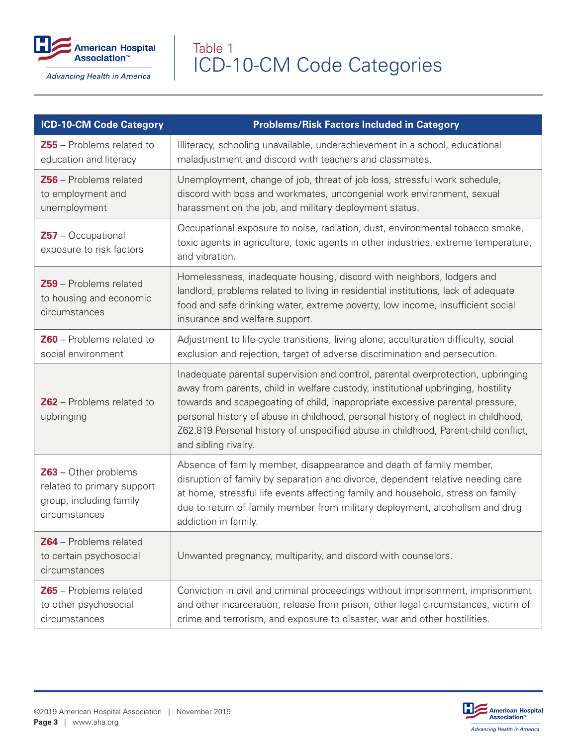# Table 1
## ICD-10-CM Code Categories

| ICD-10-CM Code Category | Problems/Risk Factors Included in Category |
|---|---|
| **Z55** – Problems related to education and literacy | Illiteracy, schooling unavailable, underachievement in a school, educational maladjustment and discord with teachers and classmates. |
| **Z56** – Problems related to employment and unemployment | Unemployment, change of job, threat of job loss, stressful work schedule, discord with boss and workmates, uncongenial work environment, sexual harassment on the job, and military deployment status. |
| **Z57** – Occupational exposure to risk factors | Occupational exposure to noise, radiation, dust, environmental tobacco smoke, toxic agents in agriculture, toxic agents in other industries, extreme temperature, and vibration. |
| **Z59** – Problems related to housing and economic circumstances | Homelessness, inadequate housing, discord with neighbors, lodgers and landlord, problems related to living in residential institutions, lack of adequate food and safe drinking water, extreme poverty, low income, insufficient social insurance and welfare support. |
| **Z60** – Problems related to social environment | Adjustment to life-cycle transitions, living alone, acculturation difficulty, social exclusion and rejection, target of adverse discrimination and persecution. |
| **Z62** – Problems related to upbringing | Inadequate parental supervision and control, parental overprotection, upbringing away from parents, child in welfare custody, institutional upbringing, hostility towards and scapegoating of child, inappropriate excessive parental pressure, personal history of abuse in childhood, personal history of neglect in childhood, Z62.819 Personal history of unspecified abuse in childhood, Parent-child conflict, and sibling rivalry. |
| **Z63** – Other problems related to primary support group, including family circumstances | Absence of family member, disappearance and death of family member, disruption of family by separation and divorce, dependent relative needing care at home, stressful life events affecting family and household, stress on family due to return of family member from military deployment, alcoholism and drug addiction in family. |
| **Z64** – Problems related to certain psychosocial circumstances | Unwanted pregnancy, multiparity, and discord with counselors. |
| **Z65** – Problems related to other psychosocial circumstances | Conviction in civil and criminal proceedings without imprisonment, imprisonment and other incarceration, release from prison, other legal circumstances, victim of crime and terrorism, and exposure to disaster, war and other hostilities. |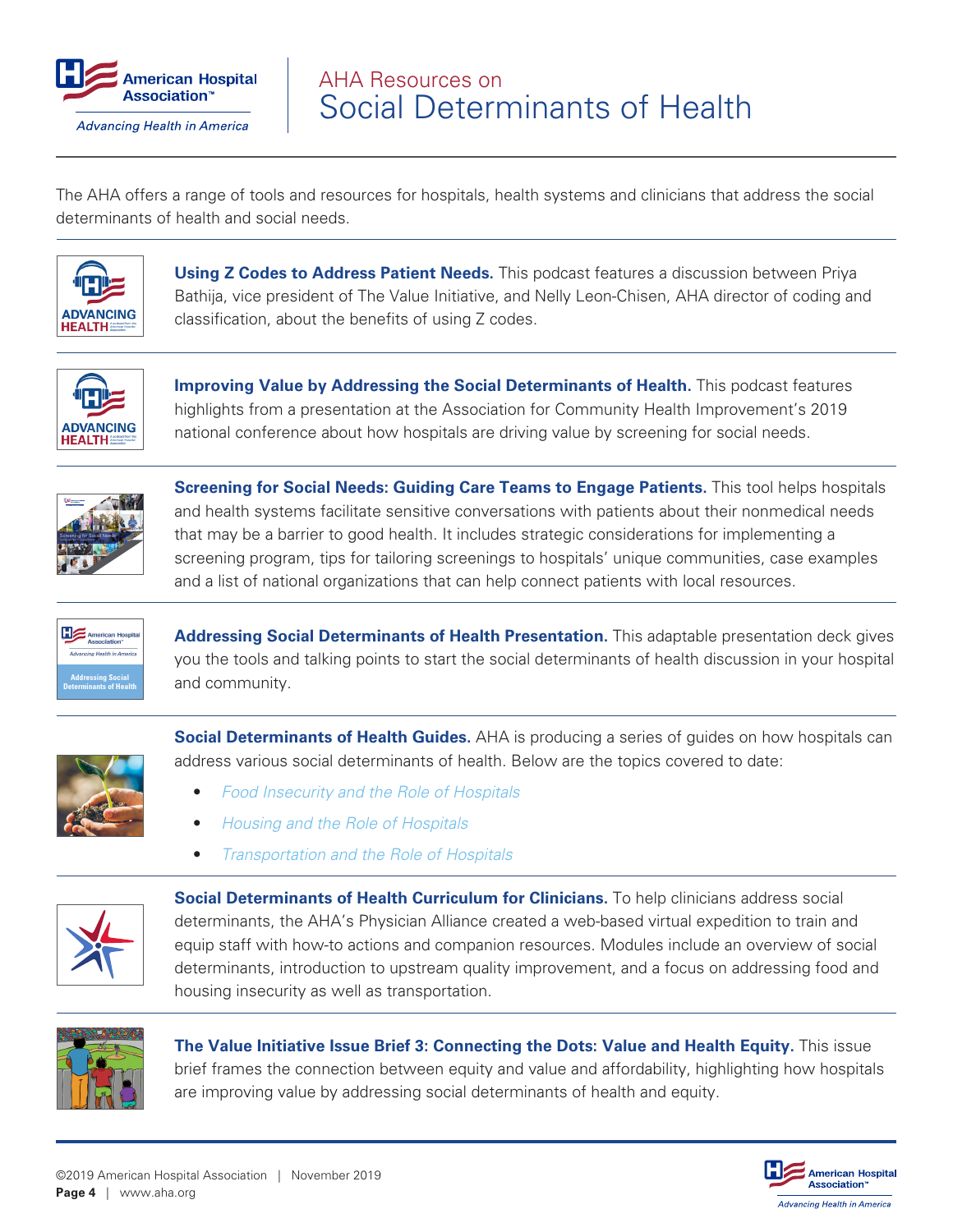# AHA Resources on Social Determinants of Health

The AHA offers a range of tools and resources for hospitals, health systems and clinicians that address the social determinants of health and social needs.

**Using Z Codes to Address Patient Needs.** This podcast features a discussion between Priya Bathija, vice president of The Value Initiative, and Nelly Leon-Chisen, AHA director of coding and classification, about the benefits of using Z codes.

**Improving Value by Addressing the Social Determinants of Health.** This podcast features highlights from a presentation at the Association for Community Health Improvement's 2019 national conference about how hospitals are driving value by screening for social needs.

**Screening for Social Needs: Guiding Care Teams to Engage Patients.** This tool helps hospitals and health systems facilitate sensitive conversations with patients about their nonmedical needs that may be a barrier to good health. It includes strategic considerations for implementing a screening program, tips for tailoring screenings to hospitals' unique communities, case examples and a list of national organizations that can help connect patients with local resources.

**Addressing Social Determinants of Health Presentation.** This adaptable presentation deck gives you the tools and talking points to start the social determinants of health discussion in your hospital and community.

**Social Determinants of Health Guides.** AHA is producing a series of guides on how hospitals can address various social determinants of health. Below are the topics covered to date:

- *Food Insecurity and the Role of Hospitals*
- *Housing and the Role of Hospitals*
- *Transportation and the Role of Hospitals*

**Social Determinants of Health Curriculum for Clinicians.** To help clinicians address social determinants, the AHA's Physician Alliance created a web-based virtual expedition to train and equip staff with how-to actions and companion resources. Modules include an overview of social determinants, introduction to upstream quality improvement, and a focus on addressing food and housing insecurity as well as transportation.

**The Value Initiative Issue Brief 3: Connecting the Dots: Value and Health Equity.** This issue brief frames the connection between equity and value and affordability, highlighting how hospitals are improving value by addressing social determinants of health and equity.

©2019 American Hospital Association | November 2019